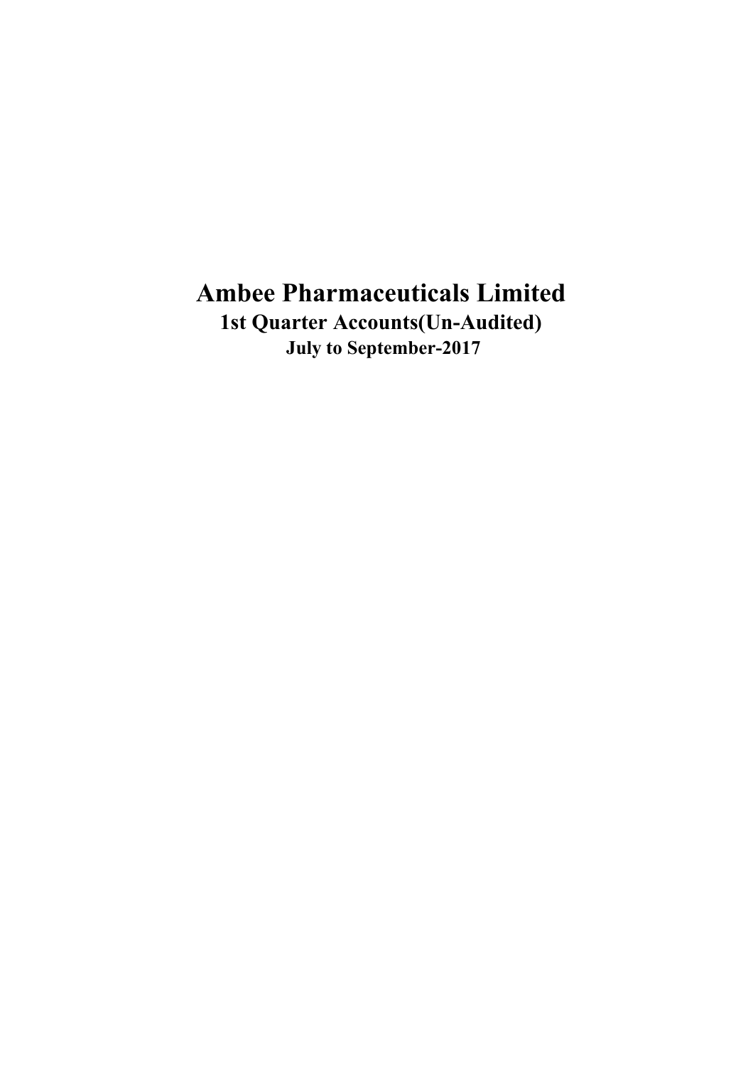# Ambee Pharmaceuticals Limited

## 1st Quarter Accounts(Un-Audited)

### July to September-2017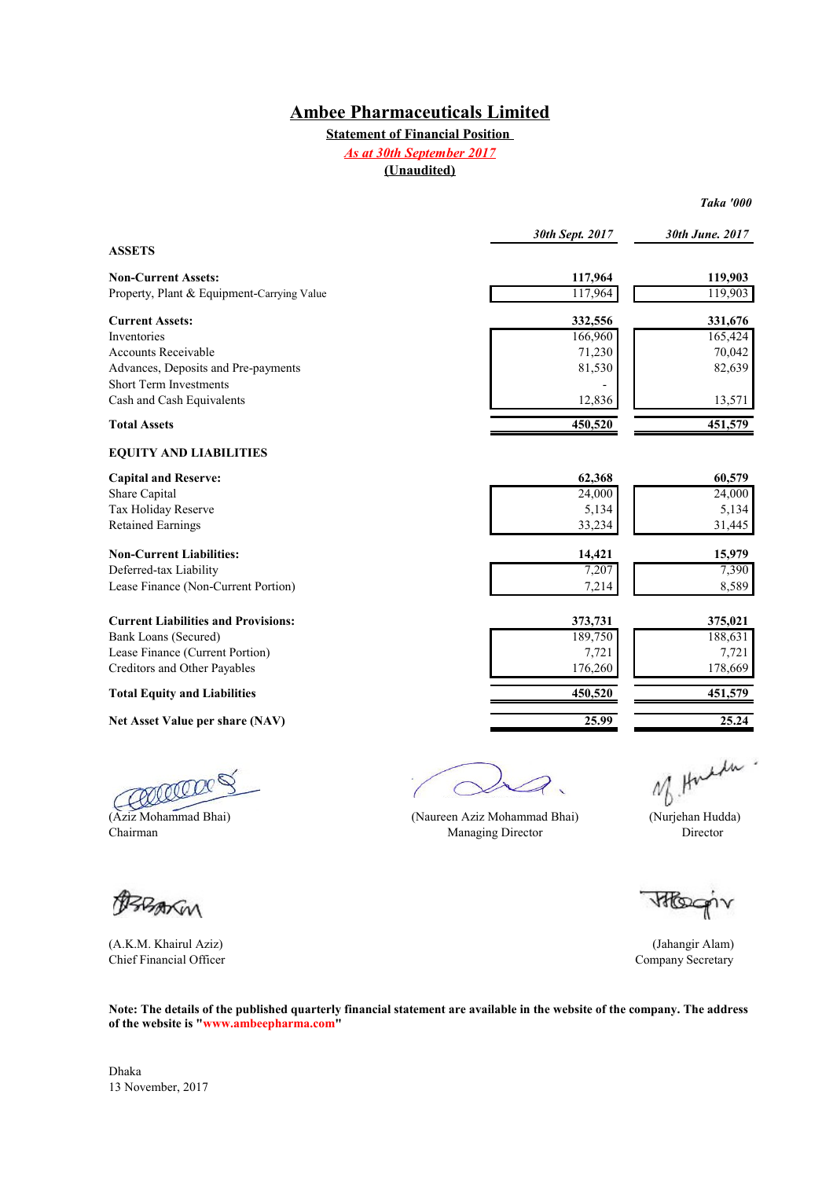# Ambee Pharmaceuticals Limited

**Statement of Financial Position**

*As at 30th September 2017*

**(Unaudited)**

*Taka '000*

| | *30th Sept. 2017* | *30th June. 2017* |
|---|---|---|
| **ASSETS** | | |
| **Non-Current Assets:** | **117,964** | **119,903** |
| Property, Plant & Equipment-Carrying Value | 117,964 | 119,903 |
| **Current Assets:** | **332,556** | **331,676** |
| Inventories | 166,960 | 165,424 |
| Accounts Receivable | 71,230 | 70,042 |
| Advances, Deposits and Pre-payments | 81,530 | 82,639 |
| Short Term Investments | - | |
| Cash and Cash Equivalents | 12,836 | 13,571 |
| **Total Assets** | **450,520** | **451,579** |
| **EQUITY AND LIABILITIES** | | |
| **Capital and Reserve:** | **62,368** | **60,579** |
| Share Capital | 24,000 | 24,000 |
| Tax Holiday Reserve | 5,134 | 5,134 |
| Retained Earnings | 33,234 | 31,445 |
| **Non-Current Liabilities:** | **14,421** | **15,979** |
| Deferred-tax Liability | 7,207 | 7,390 |
| Lease Finance (Non-Current Portion) | 7,214 | 8,589 |
| **Current Liabilities and Provisions:** | **373,731** | **375,021** |
| Bank Loans (Secured) | 189,750 | 188,631 |
| Lease Finance (Current Portion) | 7,721 | 7,721 |
| Creditors and Other Payables | 176,260 | 178,669 |
| **Total Equity and Liabilities** | **450,520** | **451,579** |
| **Net Asset Value per share (NAV)** | **25.99** | **25.24** |

(Aziz Mohammad Bhai)
Chairman

(Naureen Aziz Mohammad Bhai)
Managing Director

(Nurjehan Hudda)
Director

(A.K.M. Khairul Aziz)
Chief Financial Officer

(Jahangir Alam)
Company Secretary

**Note: The details of the published quarterly financial statement are available in the website of the company. The address of the website is "www.ambeepharma.com"**

Dhaka
13 November, 2017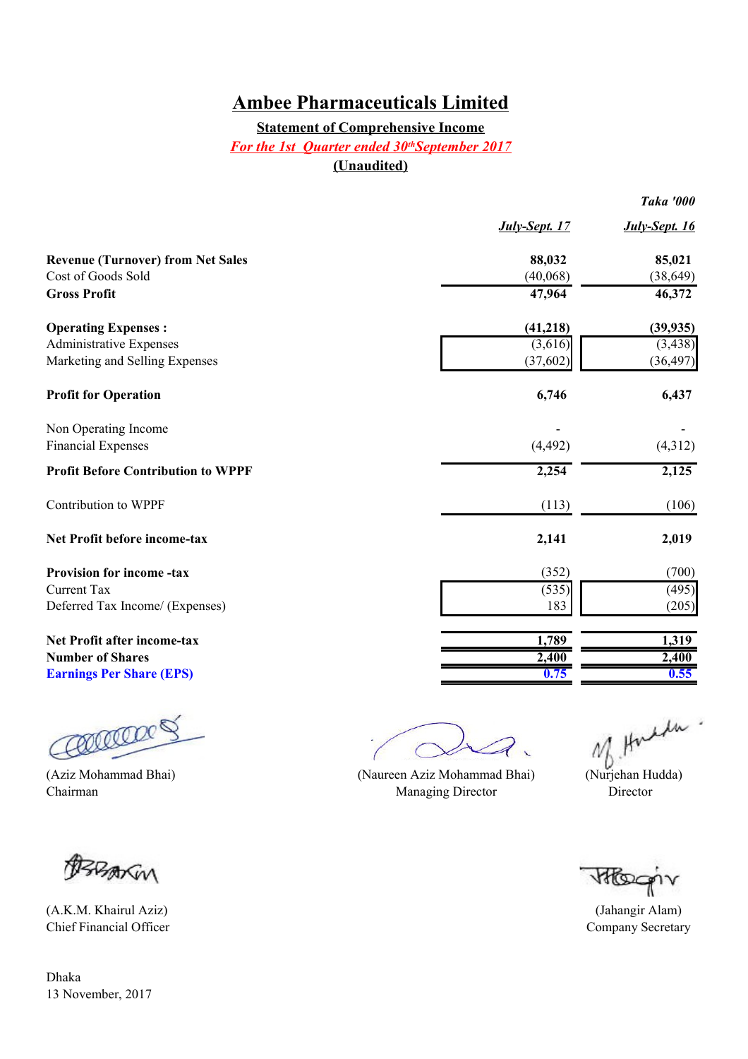# Ambee Pharmaceuticals Limited

**Statement of Comprehensive Income**

*For the 1st Quarter ended 30th September 2017*

**(Unaudited)**

| | *Taka '000* | |
|---|---|---|
| | ***July-Sept. 17*** | ***July-Sept. 16*** |
| **Revenue (Turnover) from Net Sales** | **88,032** | **85,021** |
| Cost of Goods Sold | (40,068) | (38,649) |
| **Gross Profit** | **47,964** | **46,372** |
| | | |
| **Operating Expenses :** | **(41,218)** | **(39,935)** |
| Administrative Expenses | (3,616) | (3,438) |
| Marketing and Selling Expenses | (37,602) | (36,497) |
| | | |
| **Profit for Operation** | **6,746** | **6,437** |
| | | |
| Non Operating Income | - | - |
| Financial Expenses | (4,492) | (4,312) |
| **Profit Before Contribution to WPPF** | **2,254** | **2,125** |
| | | |
| Contribution to WPPF | (113) | (106) |
| | | |
| **Net Profit before income-tax** | **2,141** | **2,019** |
| | | |
| **Provision for income -tax** | (352) | (700) |
| Current Tax | (535) | (495) |
| Deferred Tax Income/ (Expenses) | 183 | (205) |
| | | |
| **Net Profit after income-tax** | **1,789** | **1,319** |
| **Number of Shares** | **2,400** | **2,400** |
| **Earnings Per Share (EPS)** | **0.75** | **0.55** |

(Aziz Mohammad Bhai)
Chairman

(Naureen Aziz Mohammad Bhai)
Managing Director

(Nurjehan Hudda)
Director

(A.K.M. Khairul Aziz)
Chief Financial Officer

(Jahangir Alam)
Company Secretary

Dhaka
13 November, 2017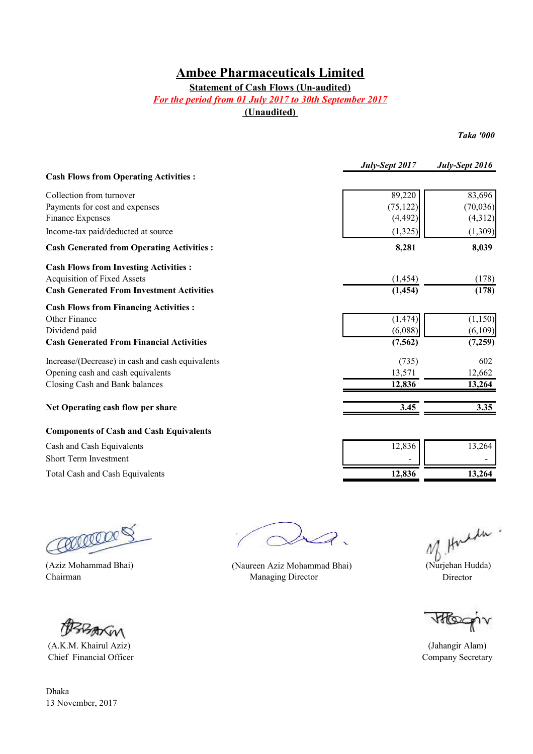# Ambee Pharmaceuticals Limited

**Statement of Cash Flows (Un-audited)**

***For the period from 01 July 2017 to 30th September 2017***

**(Unaudited)**

***Taka '000***

| | *July-Sept 2017* | *July-Sept 2016* |
|---|---|---|
| **Cash Flows from Operating Activities :** | | |
| Collection from turnover | 89,220 | 83,696 |
| Payments for cost and expenses | (75,122) | (70,036) |
| Finance Expenses | (4,492) | (4,312) |
| Income-tax paid/deducted at source | (1,325) | (1,309) |
| **Cash Generated from Operating Activities :** | **8,281** | **8,039** |
| **Cash Flows from Investing Activities :** | | |
| Acquisition of Fixed Assets | (1,454) | (178) |
| **Cash Generated From Investment Activities** | **(1,454)** | **(178)** |
| **Cash Flows from Financing Activities :** | | |
| Other Finance | (1,474) | (1,150) |
| Dividend paid | (6,088) | (6,109) |
| **Cash Generated From Financial Activities** | **(7,562)** | **(7,259)** |
| Increase/(Decrease) in cash and cash equivalents | (735) | 602 |
| Opening cash and cash equivalents | 13,571 | 12,662 |
| Closing Cash and Bank balances | **12,836** | **13,264** |
| **Net Operating cash flow per share** | **3.45** | **3.35** |
| **Components of Cash and Cash Equivalents** | | |
| Cash and Cash Equivalents | 12,836 | 13,264 |
| Short Term Investment | - | - |
| Total Cash and Cash Equivalents | **12,836** | **13,264** |

(Aziz Mohammad Bhai)
Chairman

(Naureen Aziz Mohammad Bhai)
Managing Director

(Nurjehan Hudda)
Director

(A.K.M. Khairul Aziz)
Chief Financial Officer

(Jahangir Alam)
Company Secretary

Dhaka
13 November, 2017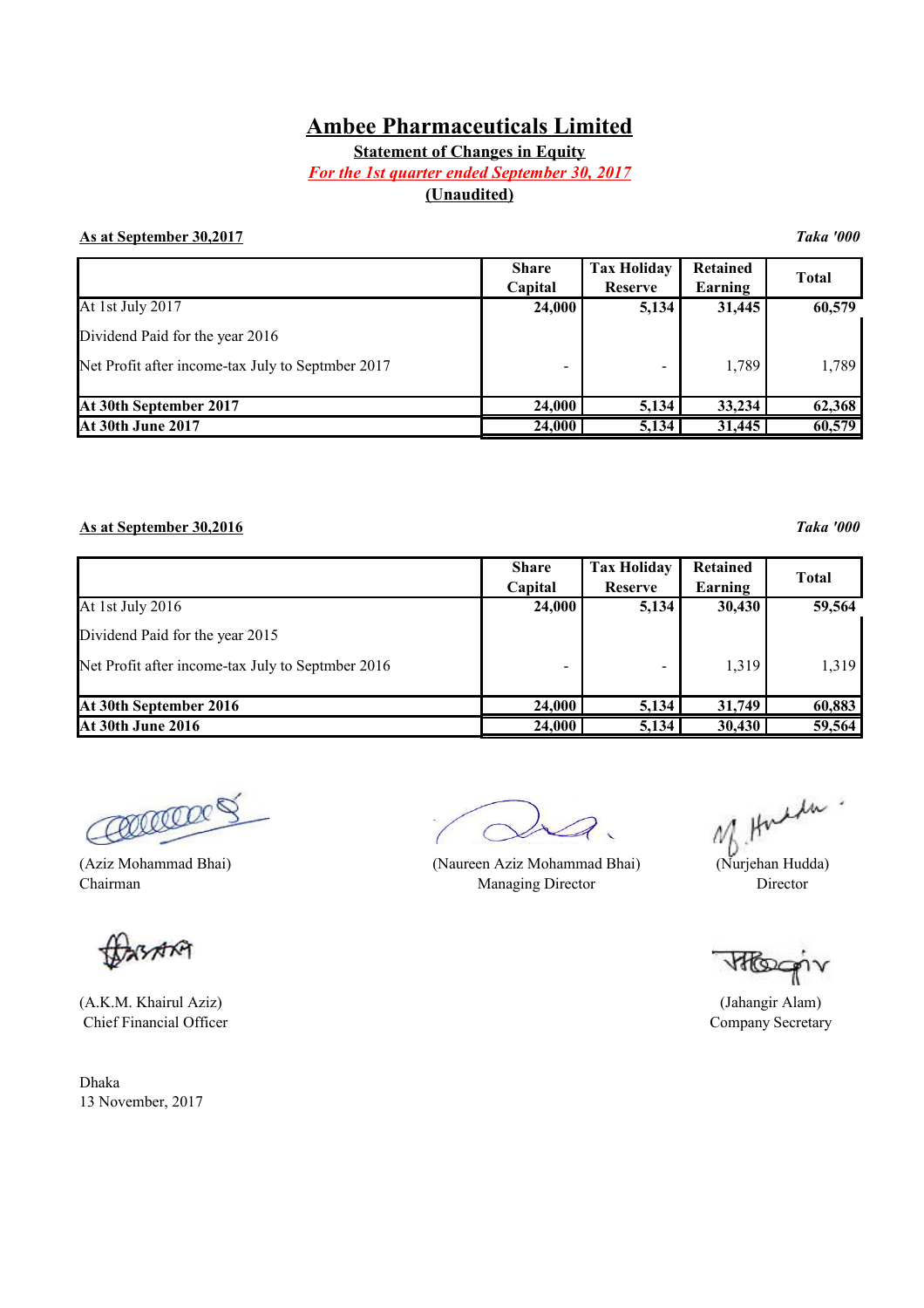# Ambee Pharmaceuticals Limited

**Statement of Changes in Equity**

*For the 1st quarter ended September 30, 2017*

**(Unaudited)**

**As at September 30,2017** *Taka '000*

| | Share Capital | Tax Holiday Reserve | Retained Earning | Total |
|---|---|---|---|---|
| At 1st July 2017 | 24,000 | 5,134 | 31,445 | 60,579 |
| Dividend Paid for the year 2016 | | | | |
| Net Profit after income-tax July to Septmber 2017 | - | - | 1,789 | 1,789 |
| **At 30th September 2017** | **24,000** | **5,134** | **33,234** | **62,368** |
| **At 30th June 2017** | **24,000** | **5,134** | **31,445** | **60,579** |

**As at September 30,2016** *Taka '000*

| | Share Capital | Tax Holiday Reserve | Retained Earning | Total |
|---|---|---|---|---|
| At 1st July 2016 | 24,000 | 5,134 | 30,430 | 59,564 |
| Dividend Paid for the year 2015 | | | | |
| Net Profit after income-tax July to Septmber 2016 | - | - | 1,319 | 1,319 |
| **At 30th September 2016** | **24,000** | **5,134** | **31,749** | **60,883** |
| **At 30th June 2016** | **24,000** | **5,134** | **30,430** | **59,564** |

(Aziz Mohammad Bhai)
Chairman

(Naureen Aziz Mohammad Bhai)
Managing Director

(Nurjehan Hudda)
Director

(A.K.M. Khairul Aziz)
Chief Financial Officer

(Jahangir Alam)
Company Secretary

Dhaka
13 November, 2017